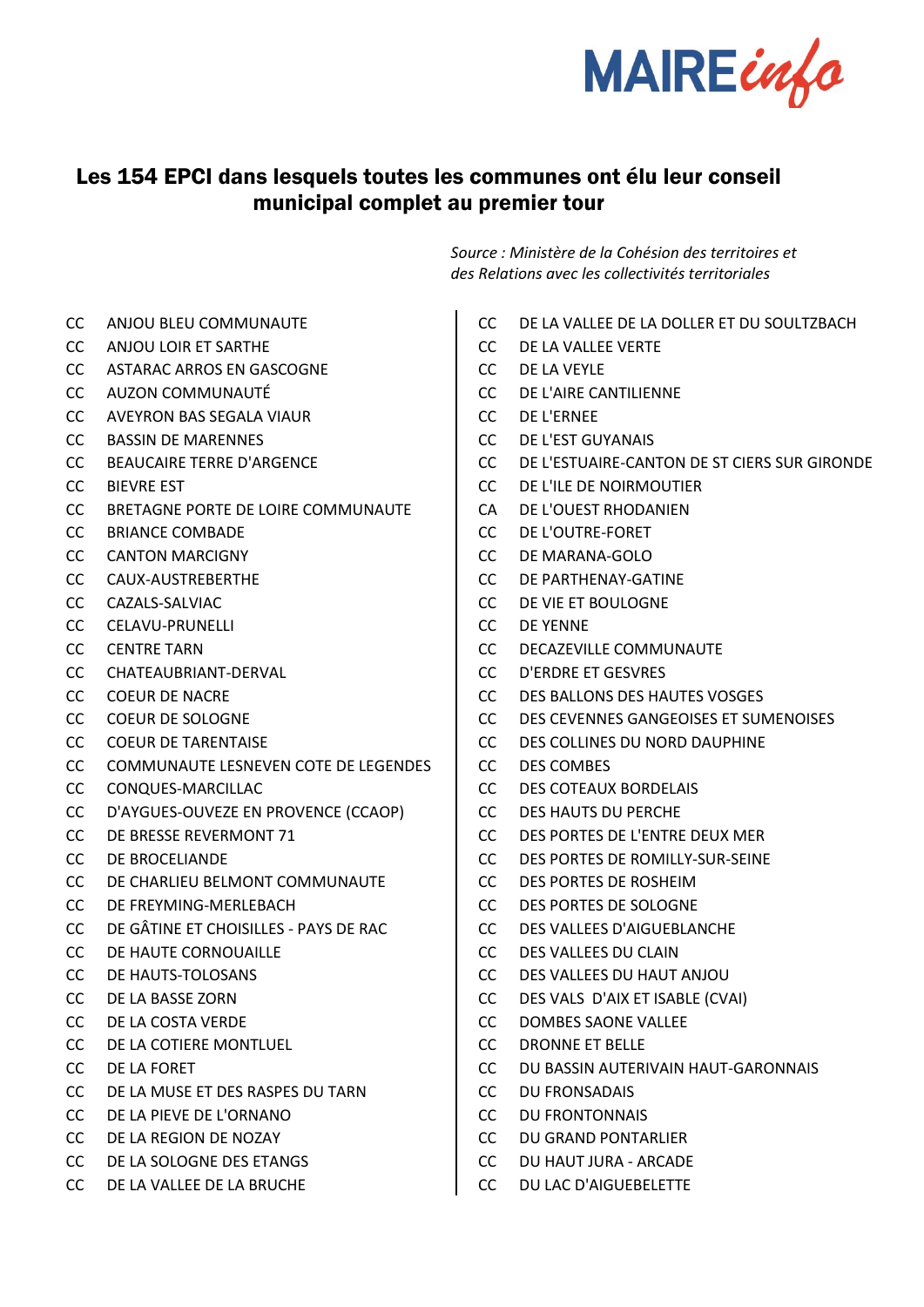MAIRE*info*

## Les 154 EPCI dans lesquels toutes les communes ont élu leur conseil municipal complet au premier tour

*Source : Ministère de la Cohésion des territoires et des Relations avec les collectivités territoriales*

| | |
|---|---|
| CC | ANJOU BLEU COMMUNAUTE |
| CC | ANJOU LOIR ET SARTHE |
| CC | ASTARAC ARROS EN GASCOGNE |
| CC | AUZON COMMUNAUTÉ |
| CC | AVEYRON BAS SEGALA VIAUR |
| CC | BASSIN DE MARENNES |
| CC | BEAUCAIRE TERRE D'ARGENCE |
| CC | BIEVRE EST |
| CC | BRETAGNE PORTE DE LOIRE COMMUNAUTE |
| CC | BRIANCE COMBADE |
| CC | CANTON MARCIGNY |
| CC | CAUX-AUSTREBERTHE |
| CC | CAZALS-SALVIAC |
| CC | CELAVU-PRUNELLI |
| CC | CENTRE TARN |
| CC | CHATEAUBRIANT-DERVAL |
| CC | COEUR DE NACRE |
| CC | COEUR DE SOLOGNE |
| CC | COEUR DE TARENTAISE |
| CC | COMMUNAUTE LESNEVEN COTE DE LEGENDES |
| CC | CONQUES-MARCILLAC |
| CC | D'AYGUES-OUVEZE EN PROVENCE (CCAOP) |
| CC | DE BRESSE REVERMONT 71 |
| CC | DE BROCELIANDE |
| CC | DE CHARLIEU BELMONT COMMUNAUTE |
| CC | DE FREYMING-MERLEBACH |
| CC | DE GÂTINE ET CHOISILLES - PAYS DE RAC |
| CC | DE HAUTE CORNOUAILLE |
| CC | DE HAUTS-TOLOSANS |
| CC | DE LA BASSE ZORN |
| CC | DE LA COSTA VERDE |
| CC | DE LA COTIERE MONTLUEL |
| CC | DE LA FORET |
| CC | DE LA MUSE ET DES RASPES DU TARN |
| CC | DE LA PIEVE DE L'ORNANO |
| CC | DE LA REGION DE NOZAY |
| CC | DE LA SOLOGNE DES ETANGS |
| CC | DE LA VALLEE DE LA BRUCHE |
| CC | DE LA VALLEE DE LA DOLLER ET DU SOULTZBACH |
| CC | DE LA VALLEE VERTE |
| CC | DE LA VEYLE |
| CC | DE L'AIRE CANTILIENNE |
| CC | DE L'ERNEE |
| CC | DE L'EST GUYANAIS |
| CC | DE L'ESTUAIRE-CANTON DE ST CIERS SUR GIRONDE |
| CC | DE L'ILE DE NOIRMOUTIER |
| CA | DE L'OUEST RHODANIEN |
| CC | DE L'OUTRE-FORET |
| CC | DE MARANA-GOLO |
| CC | DE PARTHENAY-GATINE |
| CC | DE VIE ET BOULOGNE |
| CC | DE YENNE |
| CC | DECAZEVILLE COMMUNAUTE |
| CC | D'ERDRE ET GESVRES |
| CC | DES BALLONS DES HAUTES VOSGES |
| CC | DES CEVENNES GANGEOISES ET SUMENOISES |
| CC | DES COLLINES DU NORD DAUPHINE |
| CC | DES COMBES |
| CC | DES COTEAUX BORDELAIS |
| CC | DES HAUTS DU PERCHE |
| CC | DES PORTES DE L'ENTRE DEUX MER |
| CC | DES PORTES DE ROMILLY-SUR-SEINE |
| CC | DES PORTES DE ROSHEIM |
| CC | DES PORTES DE SOLOGNE |
| CC | DES VALLEES D'AIGUEBLANCHE |
| CC | DES VALLEES DU CLAIN |
| CC | DES VALLEES DU HAUT ANJOU |
| CC | DES VALS D'AIX ET ISABLE (CVAI) |
| CC | DOMBES SAONE VALLEE |
| CC | DRONNE ET BELLE |
| CC | DU BASSIN AUTERIVAIN HAUT-GARONNAIS |
| CC | DU FRONSADAIS |
| CC | DU FRONTONNAIS |
| CC | DU GRAND PONTARLIER |
| CC | DU HAUT JURA - ARCADE |
| CC | DU LAC D'AIGUEBELETTE |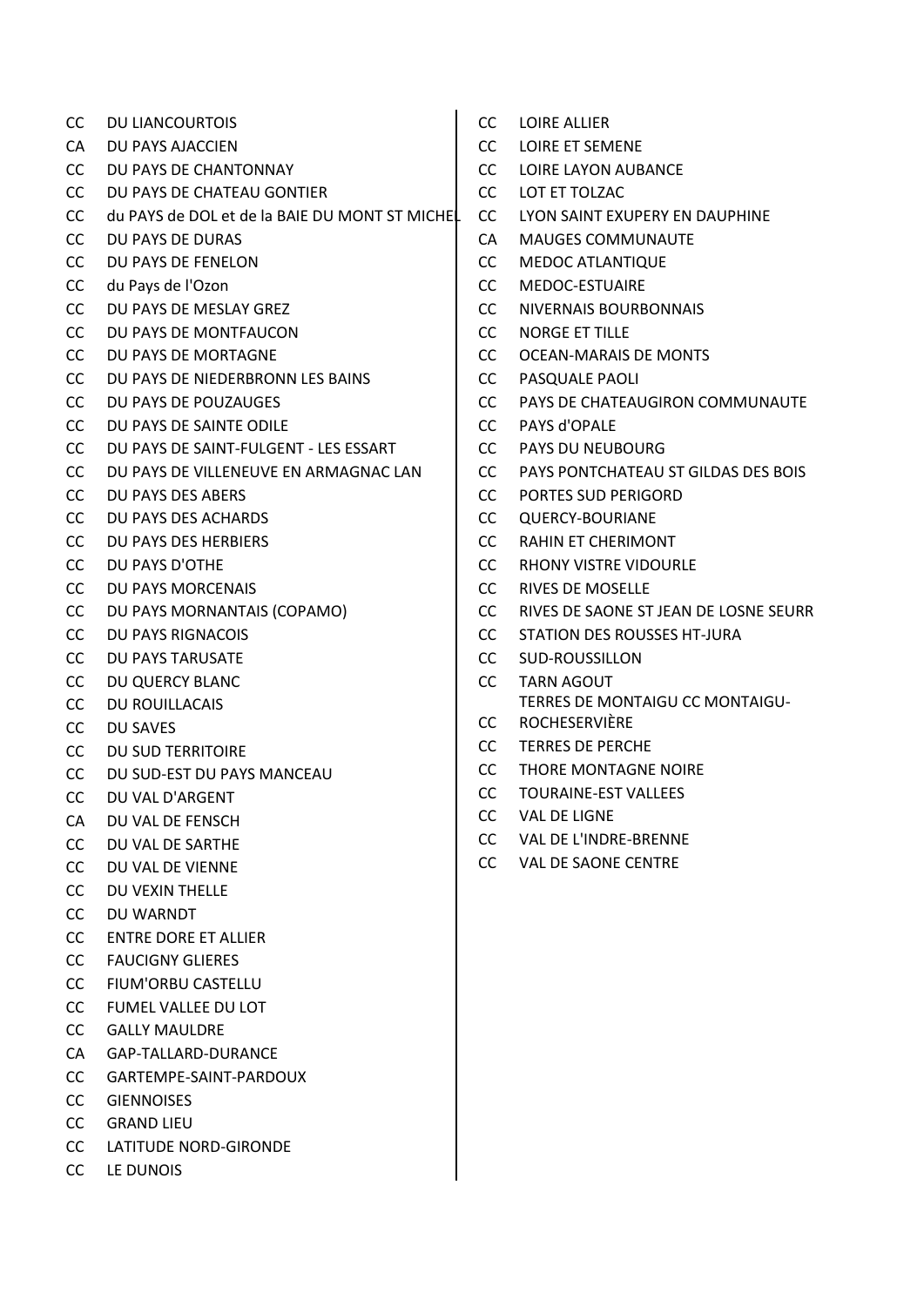| | |
|---|---|
| CC | DU LIANCOURTOIS |
| CA | DU PAYS AJACCIEN |
| CC | DU PAYS DE CHANTONNAY |
| CC | DU PAYS DE CHATEAU GONTIER |
| CC | du PAYS de DOL et de la BAIE DU MONT ST MICHEL |
| CC | DU PAYS DE DURAS |
| CC | DU PAYS DE FENELON |
| CC | du Pays de l'Ozon |
| CC | DU PAYS DE MESLAY GREZ |
| CC | DU PAYS DE MONTFAUCON |
| CC | DU PAYS DE MORTAGNE |
| CC | DU PAYS DE NIEDERBRONN LES BAINS |
| CC | DU PAYS DE POUZAUGES |
| CC | DU PAYS DE SAINTE ODILE |
| CC | DU PAYS DE SAINT-FULGENT - LES ESSART |
| CC | DU PAYS DE VILLENEUVE EN ARMAGNAC LAN |
| CC | DU PAYS DES ABERS |
| CC | DU PAYS DES ACHARDS |
| CC | DU PAYS DES HERBIERS |
| CC | DU PAYS D'OTHE |
| CC | DU PAYS MORCENAIS |
| CC | DU PAYS MORNANTAIS (COPAMO) |
| CC | DU PAYS RIGNACOIS |
| CC | DU PAYS TARUSATE |
| CC | DU QUERCY BLANC |
| CC | DU ROUILLACAIS |
| CC | DU SAVES |
| CC | DU SUD TERRITOIRE |
| CC | DU SUD-EST DU PAYS MANCEAU |
| CC | DU VAL D'ARGENT |
| CA | DU VAL DE FENSCH |
| CC | DU VAL DE SARTHE |
| CC | DU VAL DE VIENNE |
| CC | DU VEXIN THELLE |
| CC | DU WARNDT |
| CC | ENTRE DORE ET ALLIER |
| CC | FAUCIGNY GLIERES |
| CC | FIUM'ORBU CASTELLU |
| CC | FUMEL VALLEE DU LOT |
| CC | GALLY MAULDRE |
| CA | GAP-TALLARD-DURANCE |
| CC | GARTEMPE-SAINT-PARDOUX |
| CC | GIENNOISES |
| CC | GRAND LIEU |
| CC | LATITUDE NORD-GIRONDE |
| CC | LE DUNOIS |
| CC | LOIRE ALLIER |
| CC | LOIRE ET SEMENE |
| CC | LOIRE LAYON AUBANCE |
| CC | LOT ET TOLZAC |
| CC | LYON SAINT EXUPERY EN DAUPHINE |
| CA | MAUGES COMMUNAUTE |
| CC | MEDOC ATLANTIQUE |
| CC | MEDOC-ESTUAIRE |
| CC | NIVERNAIS BOURBONNAIS |
| CC | NORGE ET TILLE |
| CC | OCEAN-MARAIS DE MONTS |
| CC | PASQUALE PAOLI |
| CC | PAYS DE CHATEAUGIRON COMMUNAUTE |
| CC | PAYS d'OPALE |
| CC | PAYS DU NEUBOURG |
| CC | PAYS PONTCHATEAU ST GILDAS DES BOIS |
| CC | PORTES SUD PERIGORD |
| CC | QUERCY-BOURIANE |
| CC | RAHIN ET CHERIMONT |
| CC | RHONY VISTRE VIDOURLE |
| CC | RIVES DE MOSELLE |
| CC | RIVES DE SAONE ST JEAN DE LOSNE SEURR |
| CC | STATION DES ROUSSES HT-JURA |
| CC | SUD-ROUSSILLON |
| CC | TARN AGOUT |
| CC | TERRES DE MONTAIGU CC MONTAIGU-ROCHESERVIÈRE |
| CC | TERRES DE PERCHE |
| CC | THORE MONTAGNE NOIRE |
| CC | TOURAINE-EST VALLEES |
| CC | VAL DE LIGNE |
| CC | VAL DE L'INDRE-BRENNE |
| CC | VAL DE SAONE CENTRE |